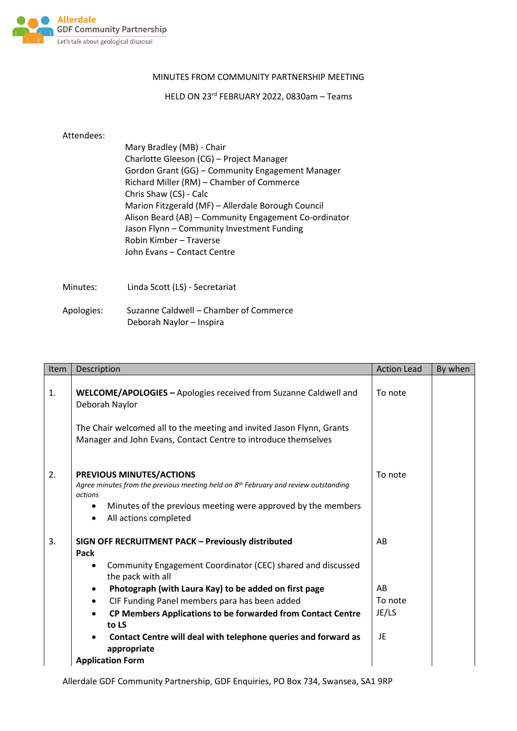Allerdale GDF Community Partnership
Let's talk about geological disposal

MINUTES FROM COMMUNITY PARTNERSHIP MEETING

HELD ON 23rd FEBRUARY 2022, 0830am – Teams

Attendees:

Mary Bradley (MB) - Chair
Charlotte Gleeson (CG) – Project Manager
Gordon Grant (GG) – Community Engagement Manager
Richard Miller (RM) – Chamber of Commerce
Chris Shaw (CS) - Calc
Marion Fitzgerald (MF) – Allerdale Borough Council
Alison Beard (AB) – Community Engagement Co-ordinator
Jason Flynn – Community Investment Funding
Robin Kimber – Traverse
John Evans – Contact Centre

Minutes: Linda Scott (LS) - Secretariat

Apologies: Suzanne Caldwell – Chamber of Commerce
Deborah Naylor – Inspira

| Item | Description | Action Lead | By when |
|---|---|---|---|
| 1. | **WELCOME/APOLOGIES –** Apologies received from Suzanne Caldwell and Deborah Naylor<br><br>The Chair welcomed all to the meeting and invited Jason Flynn, Grants Manager and John Evans, Contact Centre to introduce themselves | To note | |
| 2. | **PREVIOUS MINUTES/ACTIONS**<br>*Agree minutes from the previous meeting held on 8th February and review outstanding actions*<br>• Minutes of the previous meeting were approved by the members<br>• All actions completed | To note | |
| 3. | **SIGN OFF RECRUITMENT PACK – Previously distributed**<br>**Pack**<br>• Community Engagement Coordinator (CEC) shared and discussed the pack with all<br>• **Photograph (with Laura Kay) to be added on first page**<br>• CIF Funding Panel members para has been added<br>• **CP Members Applications to be forwarded from Contact Centre to LS**<br>• **Contact Centre will deal with telephone queries and forward as appropriate**<br>**Application Form** | AB<br><br><br>AB<br>To note<br>JE/LS<br><br>JE | |

Allerdale GDF Community Partnership, GDF Enquiries, PO Box 734, Swansea, SA1 9RP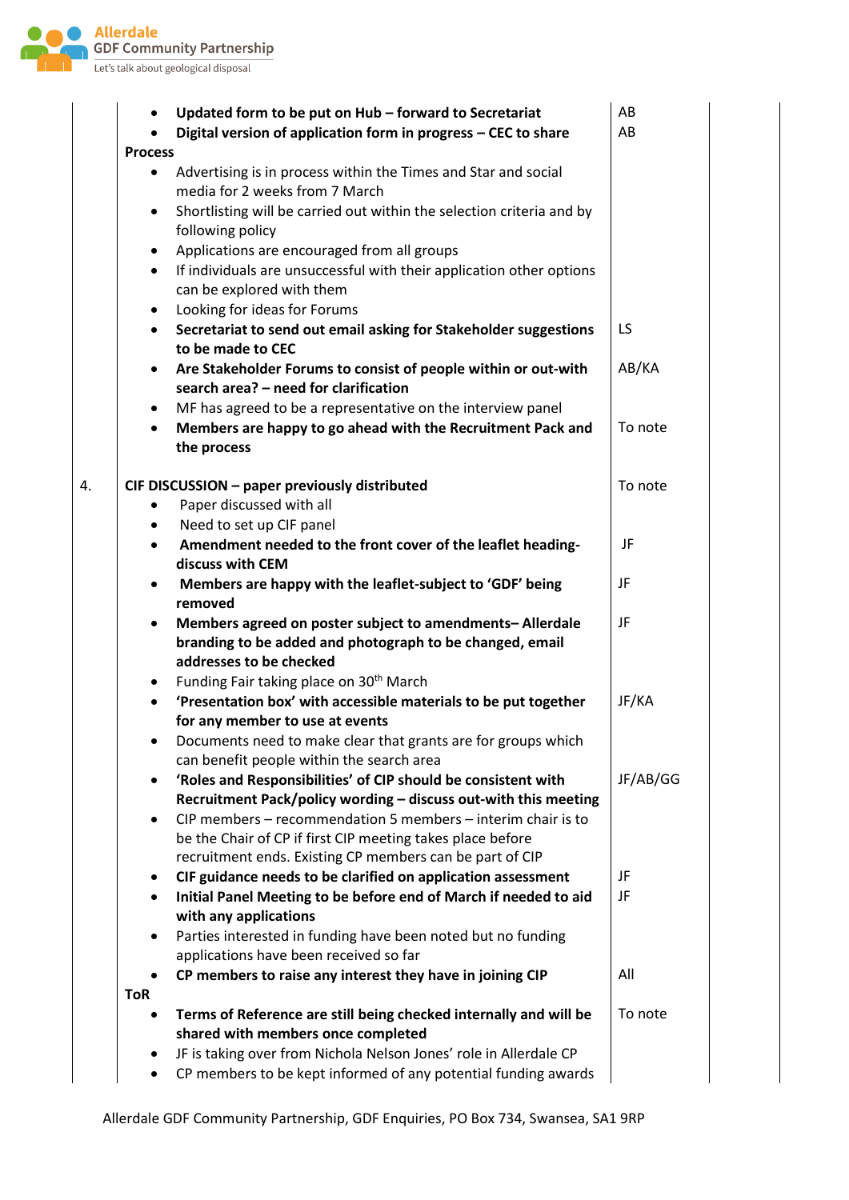| | | | |
|---|---|---|---|
| | • **Updated form to be put on Hub – forward to Secretariat**<br>• **Digital version of application form in progress – CEC to share**<br>**Process**<br>• Advertising is in process within the Times and Star and social media for 2 weeks from 7 March<br>• Shortlisting will be carried out within the selection criteria and by following policy<br>• Applications are encouraged from all groups<br>• If individuals are unsuccessful with their application other options can be explored with them<br>• Looking for ideas for Forums<br>• **Secretariat to send out email asking for Stakeholder suggestions to be made to CEC**<br>• **Are Stakeholder Forums to consist of people within or out-with search area? – need for clarification**<br>• MF has agreed to be a representative on the interview panel<br>• **Members are happy to go ahead with the Recruitment Pack and the process** | AB<br>AB<br><br><br><br><br><br><br><br><br>LS<br><br>AB/KA<br><br><br>To note | |
| 4. | **CIF DISCUSSION – paper previously distributed**<br>• Paper discussed with all<br>• Need to set up CIF panel<br>• **Amendment needed to the front cover of the leaflet heading- discuss with CEM**<br>• **Members are happy with the leaflet-subject to 'GDF' being removed**<br>• **Members agreed on poster subject to amendments– Allerdale branding to be added and photograph to be changed, email addresses to be checked**<br>• Funding Fair taking place on 30th March<br>• **'Presentation box' with accessible materials to be put together for any member to use at events**<br>• Documents need to make clear that grants are for groups which can benefit people within the search area<br>• **'Roles and Responsibilities' of CIP should be consistent with Recruitment Pack/policy wording – discuss out-with this meeting**<br>• CIP members – recommendation 5 members – interim chair is to be the Chair of CP if first CIP meeting takes place before recruitment ends. Existing CP members can be part of CIP<br>• **CIF guidance needs to be clarified on application assessment**<br>• **Initial Panel Meeting to be before end of March if needed to aid with any applications**<br>• Parties interested in funding have been noted but no funding applications have been received so far<br>• **CP members to raise any interest they have in joining CIP**<br>**ToR**<br>• **Terms of Reference are still being checked internally and will be shared with members once completed**<br>• JF is taking over from Nichola Nelson Jones' role in Allerdale CP<br>• CP members to be kept informed of any potential funding awards | To note<br><br><br>JF<br><br>JF<br><br>JF<br><br><br><br>JF/KA<br><br><br><br>JF/AB/GG<br><br><br><br><br>JF<br>JF<br><br><br><br>All<br><br>To note | |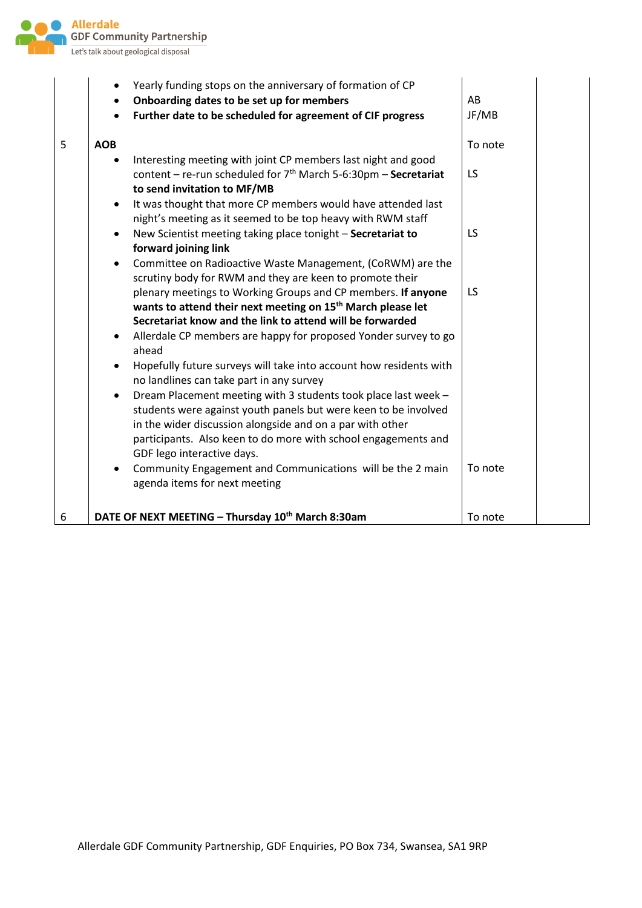| | | | | |
|---|---|---|---|---|
| | <ul><li>Yearly funding stops on the anniversary of formation of CP</li><li>**Onboarding dates to be set up for members**</li><li>**Further date to be scheduled for agreement of CIF progress**</li></ul> | AB<br>JF/MB | |
| 5 | **AOB**<ul><li>Interesting meeting with joint CP members last night and good content – re-run scheduled for 7th March 5-6:30pm – **Secretariat to send invitation to MF/MB**</li><li>It was thought that more CP members would have attended last night's meeting as it seemed to be top heavy with RWM staff</li><li>New Scientist meeting taking place tonight – **Secretariat to forward joining link**</li><li>Committee on Radioactive Waste Management, (CoRWM) are the scrutiny body for RWM and they are keen to promote their plenary meetings to Working Groups and CP members. **If anyone wants to attend their next meeting on 15th March please let Secretariat know and the link to attend will be forwarded**</li><li>Allerdale CP members are happy for proposed Yonder survey to go ahead</li><li>Hopefully future surveys will take into account how residents with no landlines can take part in any survey</li><li>Dream Placement meeting with 3 students took place last week – students were against youth panels but were keen to be involved in the wider discussion alongside and on a par with other participants. Also keen to do more with school engagements and GDF lego interactive days.</li><li>Community Engagement and Communications will be the 2 main agenda items for next meeting</li></ul> | To note<br><br>LS<br><br>LS<br><br>LS<br><br>To note | |
| 6 | **DATE OF NEXT MEETING – Thursday 10th March 8:30am** | To note | |

Allerdale GDF Community Partnership, GDF Enquiries, PO Box 734, Swansea, SA1 9RP